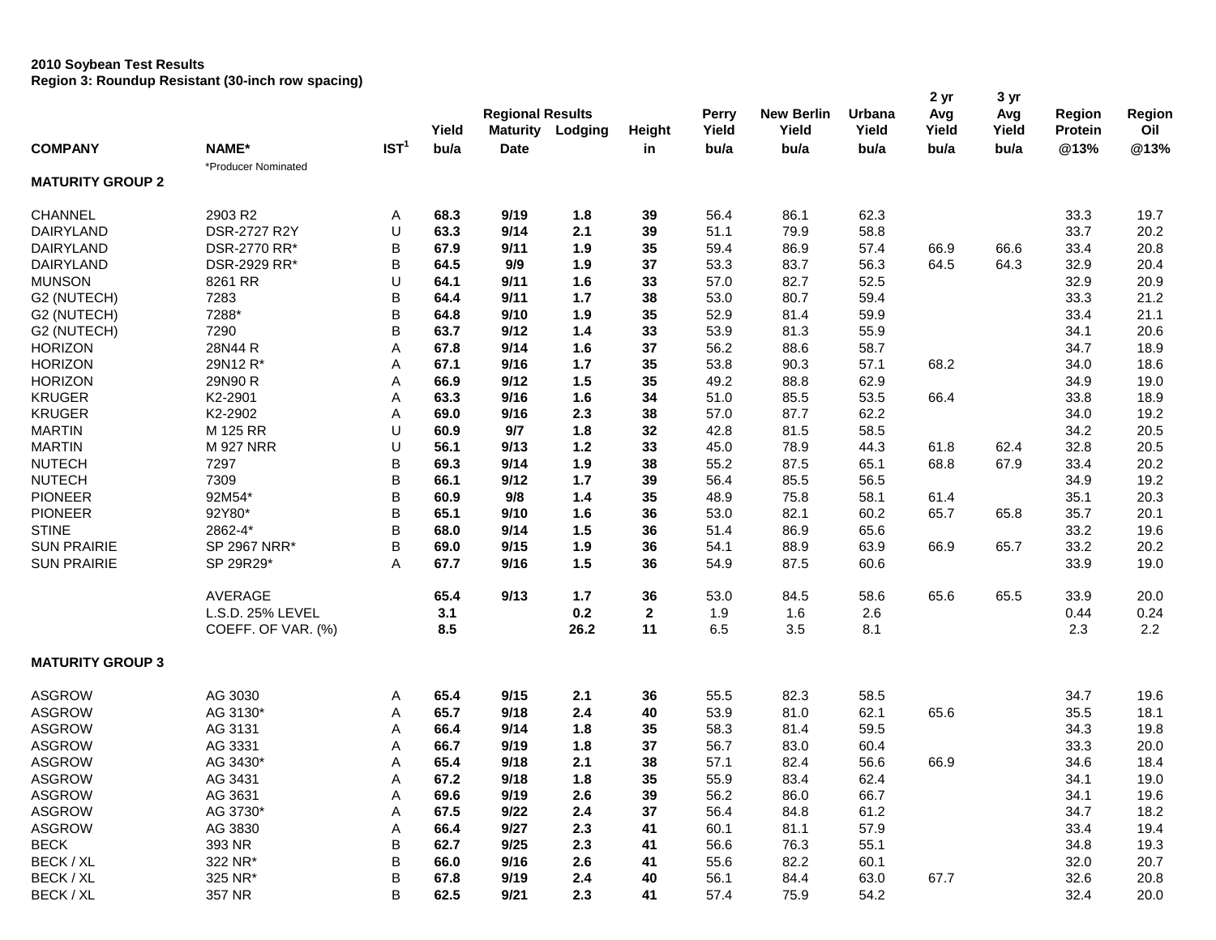**2010 Soybean Test Results**
**Region 3: Roundup Resistant (30-inch row spacing)**

| COMPANY | NAME* | IST[1] | Yield bu/a | Regional Results Maturity Date | Lodging | Height in | Perry Yield bu/a | New Berlin Yield bu/a | Urbana Yield bu/a | 2 yr Avg Yield bu/a | 3 yr Avg Yield bu/a | Region Protein @13% | Region Oil @13% |
|---|---|---|---|---|---|---|---|---|---|---|---|---|---|
| | *Producer Nominated | | | | | | | | | | | | |
| **MATURITY GROUP 2** | | | | | | | | | | | | | |
| CHANNEL | 2903 R2 | A | **68.3** | **9/19** | **1.8** | **39** | 56.4 | 86.1 | 62.3 | | | 33.3 | 19.7 |
| DAIRYLAND | DSR-2727 R2Y | U | **63.3** | **9/14** | **2.1** | **39** | 51.1 | 79.9 | 58.8 | | | 33.7 | 20.2 |
| DAIRYLAND | DSR-2770 RR* | B | **67.9** | **9/11** | **1.9** | **35** | 59.4 | 86.9 | 57.4 | 66.9 | 66.6 | 33.4 | 20.8 |
| DAIRYLAND | DSR-2929 RR* | B | **64.5** | **9/9** | **1.9** | **37** | 53.3 | 83.7 | 56.3 | 64.5 | 64.3 | 32.9 | 20.4 |
| MUNSON | 8261 RR | U | **64.1** | **9/11** | **1.6** | **33** | 57.0 | 82.7 | 52.5 | | | 32.9 | 20.9 |
| G2 (NUTECH) | 7283 | B | **64.4** | **9/11** | **1.7** | **38** | 53.0 | 80.7 | 59.4 | | | 33.3 | 21.2 |
| G2 (NUTECH) | 7288* | B | **64.8** | **9/10** | **1.9** | **35** | 52.9 | 81.4 | 59.9 | | | 33.4 | 21.1 |
| G2 (NUTECH) | 7290 | B | **63.7** | **9/12** | **1.4** | **33** | 53.9 | 81.3 | 55.9 | | | 34.1 | 20.6 |
| HORIZON | 28N44 R | A | **67.8** | **9/14** | **1.6** | **37** | 56.2 | 88.6 | 58.7 | | | 34.7 | 18.9 |
| HORIZON | 29N12 R* | A | **67.1** | **9/16** | **1.7** | **35** | 53.8 | 90.3 | 57.1 | 68.2 | | 34.0 | 18.6 |
| HORIZON | 29N90 R | A | **66.9** | **9/12** | **1.5** | **35** | 49.2 | 88.8 | 62.9 | | | 34.9 | 19.0 |
| KRUGER | K2-2901 | A | **63.3** | **9/16** | **1.6** | **34** | 51.0 | 85.5 | 53.5 | 66.4 | | 33.8 | 18.9 |
| KRUGER | K2-2902 | A | **69.0** | **9/16** | **2.3** | **38** | 57.0 | 87.7 | 62.2 | | | 34.0 | 19.2 |
| MARTIN | M 125 RR | U | **60.9** | **9/7** | **1.8** | **32** | 42.8 | 81.5 | 58.5 | | | 34.2 | 20.5 |
| MARTIN | M 927 NRR | U | **56.1** | **9/13** | **1.2** | **33** | 45.0 | 78.9 | 44.3 | 61.8 | 62.4 | 32.8 | 20.5 |
| NUTECH | 7297 | B | **69.3** | **9/14** | **1.9** | **38** | 55.2 | 87.5 | 65.1 | 68.8 | 67.9 | 33.4 | 20.2 |
| NUTECH | 7309 | B | **66.1** | **9/12** | **1.7** | **39** | 56.4 | 85.5 | 56.5 | | | 34.9 | 19.2 |
| PIONEER | 92M54* | B | **60.9** | **9/8** | **1.4** | **35** | 48.9 | 75.8 | 58.1 | 61.4 | | 35.1 | 20.3 |
| PIONEER | 92Y80* | B | **65.1** | **9/10** | **1.6** | **36** | 53.0 | 82.1 | 60.2 | 65.7 | 65.8 | 35.7 | 20.1 |
| STINE | 2862-4* | B | **68.0** | **9/14** | **1.5** | **36** | 51.4 | 86.9 | 65.6 | | | 33.2 | 19.6 |
| SUN PRAIRIE | SP 2967 NRR* | B | **69.0** | **9/15** | **1.9** | **36** | 54.1 | 88.9 | 63.9 | 66.9 | 65.7 | 33.2 | 20.2 |
| SUN PRAIRIE | SP 29R29* | A | **67.7** | **9/16** | **1.5** | **36** | 54.9 | 87.5 | 60.6 | | | 33.9 | 19.0 |
| | AVERAGE | | **65.4** | **9/13** | **1.7** | **36** | 53.0 | 84.5 | 58.6 | 65.6 | 65.5 | 33.9 | 20.0 |
| | L.S.D. 25% LEVEL | | **3.1** | | **0.2** | **2** | 1.9 | 1.6 | 2.6 | | | 0.44 | 0.24 |
| | COEFF. OF VAR. (%) | | **8.5** | | **26.2** | **11** | 6.5 | 3.5 | 8.1 | | | 2.3 | 2.2 |
| **MATURITY GROUP 3** | | | | | | | | | | | | | |
| ASGROW | AG 3030 | A | **65.4** | **9/15** | **2.1** | **36** | 55.5 | 82.3 | 58.5 | | | 34.7 | 19.6 |
| ASGROW | AG 3130* | A | **65.7** | **9/18** | **2.4** | **40** | 53.9 | 81.0 | 62.1 | 65.6 | | 35.5 | 18.1 |
| ASGROW | AG 3131 | A | **66.4** | **9/14** | **1.8** | **35** | 58.3 | 81.4 | 59.5 | | | 34.3 | 19.8 |
| ASGROW | AG 3331 | A | **66.7** | **9/19** | **1.8** | **37** | 56.7 | 83.0 | 60.4 | | | 33.3 | 20.0 |
| ASGROW | AG 3430* | A | **65.4** | **9/18** | **2.1** | **38** | 57.1 | 82.4 | 56.6 | 66.9 | | 34.6 | 18.4 |
| ASGROW | AG 3431 | A | **67.2** | **9/18** | **1.8** | **35** | 55.9 | 83.4 | 62.4 | | | 34.1 | 19.0 |
| ASGROW | AG 3631 | A | **69.6** | **9/19** | **2.6** | **39** | 56.2 | 86.0 | 66.7 | | | 34.1 | 19.6 |
| ASGROW | AG 3730* | A | **67.5** | **9/22** | **2.4** | **37** | 56.4 | 84.8 | 61.2 | | | 34.7 | 18.2 |
| ASGROW | AG 3830 | A | **66.4** | **9/27** | **2.3** | **41** | 60.1 | 81.1 | 57.9 | | | 33.4 | 19.4 |
| BECK | 393 NR | B | **62.7** | **9/25** | **2.3** | **41** | 56.6 | 76.3 | 55.1 | | | 34.8 | 19.3 |
| BECK / XL | 322 NR* | B | **66.0** | **9/16** | **2.6** | **41** | 55.6 | 82.2 | 60.1 | | | 32.0 | 20.7 |
| BECK / XL | 325 NR* | B | **67.8** | **9/19** | **2.4** | **40** | 56.1 | 84.4 | 63.0 | 67.7 | | 32.6 | 20.8 |
| BECK / XL | 357 NR | B | **62.5** | **9/21** | **2.3** | **41** | 57.4 | 75.9 | 54.2 | | | 32.4 | 20.0 |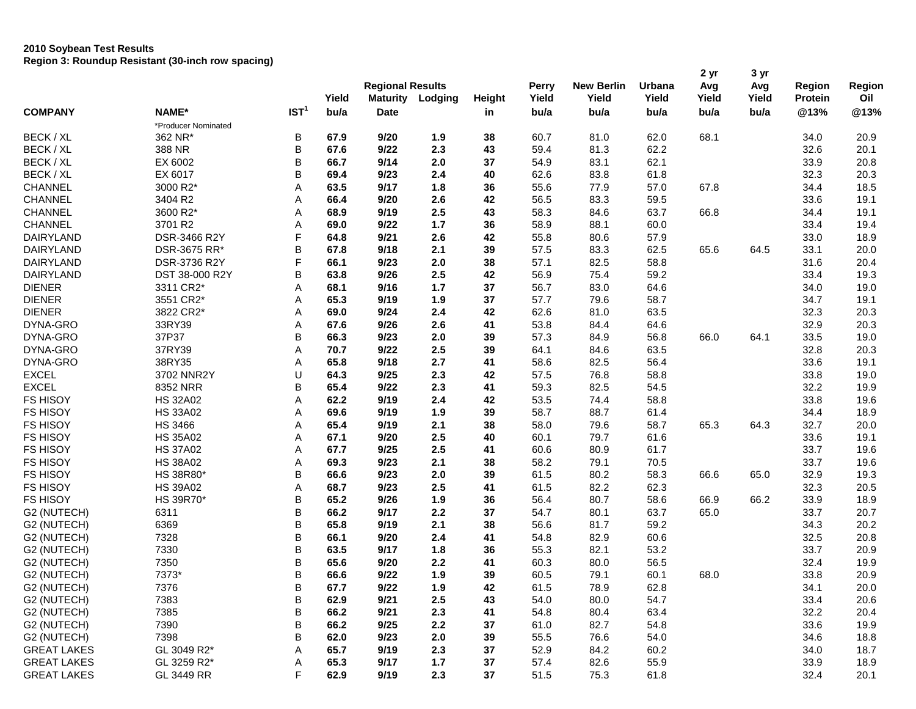**2010 Soybean Test Results**
**Region 3: Roundup Resistant (30-inch row spacing)**

| | | | Regional Results | | | | Perry | New Berlin | Urbana | 2 yr Avg | 3 yr Avg | Region | Region |
|---|---|---|---|---|---|---|---|---|---|---|---|---|---|
| | | | Yield | Maturity | Lodging | Height | Yield | Yield | Yield | Yield | Yield | Protein | Oil |
| **COMPANY** | **NAME*** | **IST[1]** | **bu/a** | **Date** | | **in** | **bu/a** | **bu/a** | **bu/a** | **bu/a** | **bu/a** | **@13%** | **@13%** |
| | *Producer Nominated | | | | | | | | | | | | |
| BECK / XL | 362 NR* | B | **67.9** | **9/20** | **1.9** | **38** | 60.7 | 81.0 | 62.0 | 68.1 | | 34.0 | 20.9 |
| BECK / XL | 388 NR | B | **67.6** | **9/22** | **2.3** | **43** | 59.4 | 81.3 | 62.2 | | | 32.6 | 20.1 |
| BECK / XL | EX 6002 | B | **66.7** | **9/14** | **2.0** | **37** | 54.9 | 83.1 | 62.1 | | | 33.9 | 20.8 |
| BECK / XL | EX 6017 | B | **69.4** | **9/23** | **2.4** | **40** | 62.6 | 83.8 | 61.8 | | | 32.3 | 20.3 |
| CHANNEL | 3000 R2* | A | **63.5** | **9/17** | **1.8** | **36** | 55.6 | 77.9 | 57.0 | 67.8 | | 34.4 | 18.5 |
| CHANNEL | 3404 R2 | A | **66.4** | **9/20** | **2.6** | **42** | 56.5 | 83.3 | 59.5 | | | 33.6 | 19.1 |
| CHANNEL | 3600 R2* | A | **68.9** | **9/19** | **2.5** | **43** | 58.3 | 84.6 | 63.7 | 66.8 | | 34.4 | 19.1 |
| CHANNEL | 3701 R2 | A | **69.0** | **9/22** | **1.7** | **36** | 58.9 | 88.1 | 60.0 | | | 33.4 | 19.4 |
| DAIRYLAND | DSR-3466 R2Y | F | **64.8** | **9/21** | **2.6** | **42** | 55.8 | 80.6 | 57.9 | | | 33.0 | 18.9 |
| DAIRYLAND | DSR-3675 RR* | B | **67.8** | **9/18** | **2.1** | **39** | 57.5 | 83.3 | 62.5 | 65.6 | 64.5 | 33.1 | 20.0 |
| DAIRYLAND | DSR-3736 R2Y | F | **66.1** | **9/23** | **2.0** | **38** | 57.1 | 82.5 | 58.8 | | | 31.6 | 20.4 |
| DAIRYLAND | DST 38-000 R2Y | B | **63.8** | **9/26** | **2.5** | **42** | 56.9 | 75.4 | 59.2 | | | 33.4 | 19.3 |
| DIENER | 3311 CR2* | A | **68.1** | **9/16** | **1.7** | **37** | 56.7 | 83.0 | 64.6 | | | 34.0 | 19.0 |
| DIENER | 3551 CR2* | A | **65.3** | **9/19** | **1.9** | **37** | 57.7 | 79.6 | 58.7 | | | 34.7 | 19.1 |
| DIENER | 3822 CR2* | A | **69.0** | **9/24** | **2.4** | **42** | 62.6 | 81.0 | 63.5 | | | 32.3 | 20.3 |
| DYNA-GRO | 33RY39 | A | **67.6** | **9/26** | **2.6** | **41** | 53.8 | 84.4 | 64.6 | | | 32.9 | 20.3 |
| DYNA-GRO | 37P37 | B | **66.3** | **9/23** | **2.0** | **39** | 57.3 | 84.9 | 56.8 | 66.0 | 64.1 | 33.5 | 19.0 |
| DYNA-GRO | 37RY39 | A | **70.7** | **9/22** | **2.5** | **39** | 64.1 | 84.6 | 63.5 | | | 32.8 | 20.3 |
| DYNA-GRO | 38RY35 | A | **65.8** | **9/18** | **2.7** | **41** | 58.6 | 82.5 | 56.4 | | | 33.6 | 19.1 |
| EXCEL | 3702 NNR2Y | U | **64.3** | **9/25** | **2.3** | **42** | 57.5 | 76.8 | 58.8 | | | 33.8 | 19.0 |
| EXCEL | 8352 NRR | B | **65.4** | **9/22** | **2.3** | **41** | 59.3 | 82.5 | 54.5 | | | 32.2 | 19.9 |
| FS HISOY | HS 32A02 | A | **62.2** | **9/19** | **2.4** | **42** | 53.5 | 74.4 | 58.8 | | | 33.8 | 19.6 |
| FS HISOY | HS 33A02 | A | **69.6** | **9/19** | **1.9** | **39** | 58.7 | 88.7 | 61.4 | | | 34.4 | 18.9 |
| FS HISOY | HS 3466 | A | **65.4** | **9/19** | **2.1** | **38** | 58.0 | 79.6 | 58.7 | 65.3 | 64.3 | 32.7 | 20.0 |
| FS HISOY | HS 35A02 | A | **67.1** | **9/20** | **2.5** | **40** | 60.1 | 79.7 | 61.6 | | | 33.6 | 19.1 |
| FS HISOY | HS 37A02 | A | **67.7** | **9/25** | **2.5** | **41** | 60.6 | 80.9 | 61.7 | | | 33.7 | 19.6 |
| FS HISOY | HS 38A02 | A | **69.3** | **9/23** | **2.1** | **38** | 58.2 | 79.1 | 70.5 | | | 33.7 | 19.6 |
| FS HISOY | HS 38R80* | B | **66.6** | **9/23** | **2.0** | **39** | 61.5 | 80.2 | 58.3 | 66.6 | 65.0 | 32.9 | 19.3 |
| FS HISOY | HS 39A02 | A | **68.7** | **9/23** | **2.5** | **41** | 61.5 | 82.2 | 62.3 | | | 32.3 | 20.5 |
| FS HISOY | HS 39R70* | B | **65.2** | **9/26** | **1.9** | **36** | 56.4 | 80.7 | 58.6 | 66.9 | 66.2 | 33.9 | 18.9 |
| G2 (NUTECH) | 6311 | B | **66.2** | **9/17** | **2.2** | **37** | 54.7 | 80.1 | 63.7 | 65.0 | | 33.7 | 20.7 |
| G2 (NUTECH) | 6369 | B | **65.8** | **9/19** | **2.1** | **38** | 56.6 | 81.7 | 59.2 | | | 34.3 | 20.2 |
| G2 (NUTECH) | 7328 | B | **66.1** | **9/20** | **2.4** | **41** | 54.8 | 82.9 | 60.6 | | | 32.5 | 20.8 |
| G2 (NUTECH) | 7330 | B | **63.5** | **9/17** | **1.8** | **36** | 55.3 | 82.1 | 53.2 | | | 33.7 | 20.9 |
| G2 (NUTECH) | 7350 | B | **65.6** | **9/20** | **2.2** | **41** | 60.3 | 80.0 | 56.5 | | | 32.4 | 19.9 |
| G2 (NUTECH) | 7373* | B | **66.6** | **9/22** | **1.9** | **39** | 60.5 | 79.1 | 60.1 | 68.0 | | 33.8 | 20.9 |
| G2 (NUTECH) | 7376 | B | **67.7** | **9/22** | **1.9** | **42** | 61.5 | 78.9 | 62.8 | | | 34.1 | 20.0 |
| G2 (NUTECH) | 7383 | B | **62.9** | **9/21** | **2.5** | **43** | 54.0 | 80.0 | 54.7 | | | 33.4 | 20.6 |
| G2 (NUTECH) | 7385 | B | **66.2** | **9/21** | **2.3** | **41** | 54.8 | 80.4 | 63.4 | | | 32.2 | 20.4 |
| G2 (NUTECH) | 7390 | B | **66.2** | **9/25** | **2.2** | **37** | 61.0 | 82.7 | 54.8 | | | 33.6 | 19.9 |
| G2 (NUTECH) | 7398 | B | **62.0** | **9/23** | **2.0** | **39** | 55.5 | 76.6 | 54.0 | | | 34.6 | 18.8 |
| GREAT LAKES | GL 3049 R2* | A | **65.7** | **9/19** | **2.3** | **37** | 52.9 | 84.2 | 60.2 | | | 34.0 | 18.7 |
| GREAT LAKES | GL 3259 R2* | A | **65.3** | **9/17** | **1.7** | **37** | 57.4 | 82.6 | 55.9 | | | 33.9 | 18.9 |
| GREAT LAKES | GL 3449 RR | F | **62.9** | **9/19** | **2.3** | **37** | 51.5 | 75.3 | 61.8 | | | 32.4 | 20.1 |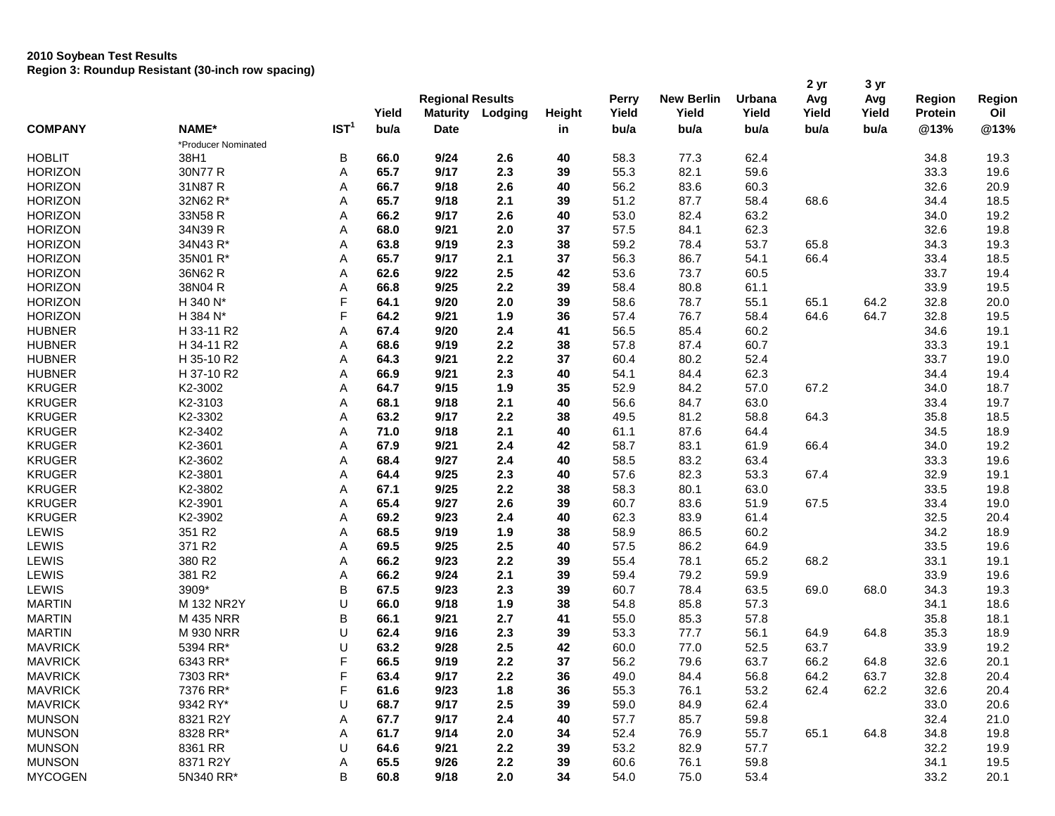**2010 Soybean Test Results**
**Region 3: Roundup Resistant (30-inch row spacing)**

| COMPANY | NAME* | IST[1] | Yield bu/a | Regional Results Maturity Date | Lodging | Height in | Perry Yield bu/a | New Berlin Yield bu/a | Urbana Yield bu/a | 2 yr Avg Yield bu/a | 3 yr Avg Yield bu/a | Region Protein @13% | Region Oil @13% |
|---|---|---|---|---|---|---|---|---|---|---|---|---|---|
| | *Producer Nominated | | | | | | | | | | | | |
| HOBLIT | 38H1 | B | **66.0** | **9/24** | **2.6** | **40** | 58.3 | 77.3 | 62.4 | | | 34.8 | 19.3 |
| HORIZON | 30N77 R | A | **65.7** | **9/17** | **2.3** | **39** | 55.3 | 82.1 | 59.6 | | | 33.3 | 19.6 |
| HORIZON | 31N87 R | A | **66.7** | **9/18** | **2.6** | **40** | 56.2 | 83.6 | 60.3 | | | 32.6 | 20.9 |
| HORIZON | 32N62 R* | A | **65.7** | **9/18** | **2.1** | **39** | 51.2 | 87.7 | 58.4 | 68.6 | | 34.4 | 18.5 |
| HORIZON | 33N58 R | A | **66.2** | **9/17** | **2.6** | **40** | 53.0 | 82.4 | 63.2 | | | 34.0 | 19.2 |
| HORIZON | 34N39 R | A | **68.0** | **9/21** | **2.0** | **37** | 57.5 | 84.1 | 62.3 | | | 32.6 | 19.8 |
| HORIZON | 34N43 R* | A | **63.8** | **9/19** | **2.3** | **38** | 59.2 | 78.4 | 53.7 | 65.8 | | 34.3 | 19.3 |
| HORIZON | 35N01 R* | A | **65.7** | **9/17** | **2.1** | **37** | 56.3 | 86.7 | 54.1 | 66.4 | | 33.4 | 18.5 |
| HORIZON | 36N62 R | A | **62.6** | **9/22** | **2.5** | **42** | 53.6 | 73.7 | 60.5 | | | 33.7 | 19.4 |
| HORIZON | 38N04 R | A | **66.8** | **9/25** | **2.2** | **39** | 58.4 | 80.8 | 61.1 | | | 33.9 | 19.5 |
| HORIZON | H 340 N* | F | **64.1** | **9/20** | **2.0** | **39** | 58.6 | 78.7 | 55.1 | 65.1 | 64.2 | 32.8 | 20.0 |
| HORIZON | H 384 N* | F | **64.2** | **9/21** | **1.9** | **36** | 57.4 | 76.7 | 58.4 | 64.6 | 64.7 | 32.8 | 19.5 |
| HUBNER | H 33-11 R2 | A | **67.4** | **9/20** | **2.4** | **41** | 56.5 | 85.4 | 60.2 | | | 34.6 | 19.1 |
| HUBNER | H 34-11 R2 | A | **68.6** | **9/19** | **2.2** | **38** | 57.8 | 87.4 | 60.7 | | | 33.3 | 19.1 |
| HUBNER | H 35-10 R2 | A | **64.3** | **9/21** | **2.2** | **37** | 60.4 | 80.2 | 52.4 | | | 33.7 | 19.0 |
| HUBNER | H 37-10 R2 | A | **66.9** | **9/21** | **2.3** | **40** | 54.1 | 84.4 | 62.3 | | | 34.4 | 19.4 |
| KRUGER | K2-3002 | A | **64.7** | **9/15** | **1.9** | **35** | 52.9 | 84.2 | 57.0 | 67.2 | | 34.0 | 18.7 |
| KRUGER | K2-3103 | A | **68.1** | **9/18** | **2.1** | **40** | 56.6 | 84.7 | 63.0 | | | 33.4 | 19.7 |
| KRUGER | K2-3302 | A | **63.2** | **9/17** | **2.2** | **38** | 49.5 | 81.2 | 58.8 | 64.3 | | 35.8 | 18.5 |
| KRUGER | K2-3402 | A | **71.0** | **9/18** | **2.1** | **40** | 61.1 | 87.6 | 64.4 | | | 34.5 | 18.9 |
| KRUGER | K2-3601 | A | **67.9** | **9/21** | **2.4** | **42** | 58.7 | 83.1 | 61.9 | 66.4 | | 34.0 | 19.2 |
| KRUGER | K2-3602 | A | **68.4** | **9/27** | **2.4** | **40** | 58.5 | 83.2 | 63.4 | | | 33.3 | 19.6 |
| KRUGER | K2-3801 | A | **64.4** | **9/25** | **2.3** | **40** | 57.6 | 82.3 | 53.3 | 67.4 | | 32.9 | 19.1 |
| KRUGER | K2-3802 | A | **67.1** | **9/25** | **2.2** | **38** | 58.3 | 80.1 | 63.0 | | | 33.5 | 19.8 |
| KRUGER | K2-3901 | A | **65.4** | **9/27** | **2.6** | **39** | 60.7 | 83.6 | 51.9 | 67.5 | | 33.4 | 19.0 |
| KRUGER | K2-3902 | A | **69.2** | **9/23** | **2.4** | **40** | 62.3 | 83.9 | 61.4 | | | 32.5 | 20.4 |
| LEWIS | 351 R2 | A | **68.5** | **9/19** | **1.9** | **38** | 58.9 | 86.5 | 60.2 | | | 34.2 | 18.9 |
| LEWIS | 371 R2 | A | **69.5** | **9/25** | **2.5** | **40** | 57.5 | 86.2 | 64.9 | | | 33.5 | 19.6 |
| LEWIS | 380 R2 | A | **66.2** | **9/23** | **2.2** | **39** | 55.4 | 78.1 | 65.2 | 68.2 | | 33.1 | 19.1 |
| LEWIS | 381 R2 | A | **66.2** | **9/24** | **2.1** | **39** | 59.4 | 79.2 | 59.9 | | | 33.9 | 19.6 |
| LEWIS | 3909* | B | **67.5** | **9/23** | **2.3** | **39** | 60.7 | 78.4 | 63.5 | 69.0 | 68.0 | 34.3 | 19.3 |
| MARTIN | M 132 NR2Y | U | **66.0** | **9/18** | **1.9** | **38** | 54.8 | 85.8 | 57.3 | | | 34.1 | 18.6 |
| MARTIN | M 435 NRR | B | **66.1** | **9/21** | **2.7** | **41** | 55.0 | 85.3 | 57.8 | | | 35.8 | 18.1 |
| MARTIN | M 930 NRR | U | **62.4** | **9/16** | **2.3** | **39** | 53.3 | 77.7 | 56.1 | 64.9 | 64.8 | 35.3 | 18.9 |
| MAVRICK | 5394 RR* | U | **63.2** | **9/28** | **2.5** | **42** | 60.0 | 77.0 | 52.5 | 63.7 | | 33.9 | 19.2 |
| MAVRICK | 6343 RR* | F | **66.5** | **9/19** | **2.2** | **37** | 56.2 | 79.6 | 63.7 | 66.2 | 64.8 | 32.6 | 20.1 |
| MAVRICK | 7303 RR* | F | **63.4** | **9/17** | **2.2** | **36** | 49.0 | 84.4 | 56.8 | 64.2 | 63.7 | 32.8 | 20.4 |
| MAVRICK | 7376 RR* | F | **61.6** | **9/23** | **1.8** | **36** | 55.3 | 76.1 | 53.2 | 62.4 | 62.2 | 32.6 | 20.4 |
| MAVRICK | 9342 RY* | U | **68.7** | **9/17** | **2.5** | **39** | 59.0 | 84.9 | 62.4 | | | 33.0 | 20.6 |
| MUNSON | 8321 R2Y | A | **67.7** | **9/17** | **2.4** | **40** | 57.7 | 85.7 | 59.8 | | | 32.4 | 21.0 |
| MUNSON | 8328 RR* | A | **61.7** | **9/14** | **2.0** | **34** | 52.4 | 76.9 | 55.7 | 65.1 | 64.8 | 34.8 | 19.8 |
| MUNSON | 8361 RR | U | **64.6** | **9/21** | **2.2** | **39** | 53.2 | 82.9 | 57.7 | | | 32.2 | 19.9 |
| MUNSON | 8371 R2Y | A | **65.5** | **9/26** | **2.2** | **39** | 60.6 | 76.1 | 59.8 | | | 34.1 | 19.5 |
| MYCOGEN | 5N340 RR* | B | **60.8** | **9/18** | **2.0** | **34** | 54.0 | 75.0 | 53.4 | | | 33.2 | 20.1 |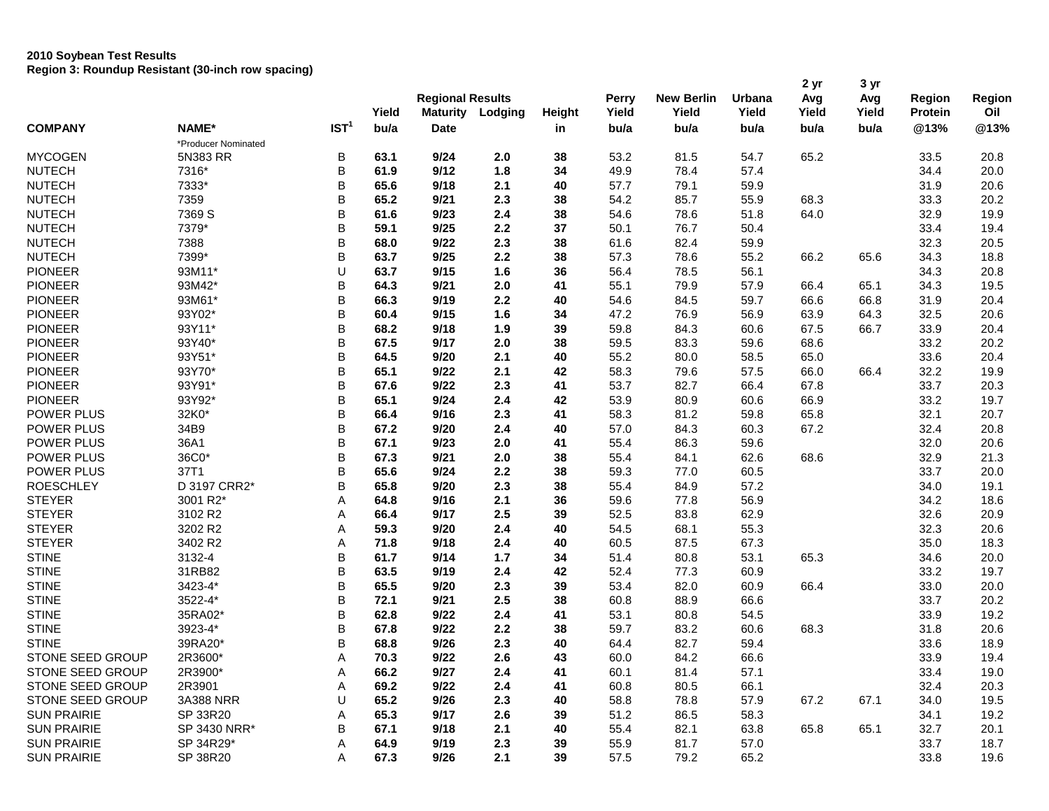**2010 Soybean Test Results**
**Region 3: Roundup Resistant (30-inch row spacing)**

| | | | Regional Results | | | | Perry | New Berlin | Urbana | 2 yr Avg | 3 yr Avg | Region | Region |
|---|---|---|---|---|---|---|---|---|---|---|---|---|---|
| | | | Yield | Maturity | Lodging | Height | Yield | Yield | Yield | Yield | Yield | Protein | Oil |
| COMPANY | NAME* | IST[1] | bu/a | Date | | in | bu/a | bu/a | bu/a | bu/a | bu/a | @13% | @13% |
| | *Producer Nominated | | | | | | | | | | | | |
| MYCOGEN | 5N383 RR | B | **63.1** | **9/24** | **2.0** | **38** | 53.2 | 81.5 | 54.7 | 65.2 | | 33.5 | 20.8 |
| NUTECH | 7316* | B | **61.9** | **9/12** | **1.8** | **34** | 49.9 | 78.4 | 57.4 | | | 34.4 | 20.0 |
| NUTECH | 7333* | B | **65.6** | **9/18** | **2.1** | **40** | 57.7 | 79.1 | 59.9 | | | 31.9 | 20.6 |
| NUTECH | 7359 | B | **65.2** | **9/21** | **2.3** | **38** | 54.2 | 85.7 | 55.9 | 68.3 | | 33.3 | 20.2 |
| NUTECH | 7369 S | B | **61.6** | **9/23** | **2.4** | **38** | 54.6 | 78.6 | 51.8 | 64.0 | | 32.9 | 19.9 |
| NUTECH | 7379* | B | **59.1** | **9/25** | **2.2** | **37** | 50.1 | 76.7 | 50.4 | | | 33.4 | 19.4 |
| NUTECH | 7388 | B | **68.0** | **9/22** | **2.3** | **38** | 61.6 | 82.4 | 59.9 | | | 32.3 | 20.5 |
| NUTECH | 7399* | B | **63.7** | **9/25** | **2.2** | **38** | 57.3 | 78.6 | 55.2 | 66.2 | 65.6 | 34.3 | 18.8 |
| PIONEER | 93M11* | U | **63.7** | **9/15** | **1.6** | **36** | 56.4 | 78.5 | 56.1 | | | 34.3 | 20.8 |
| PIONEER | 93M42* | B | **64.3** | **9/21** | **2.0** | **41** | 55.1 | 79.9 | 57.9 | 66.4 | 65.1 | 34.3 | 19.5 |
| PIONEER | 93M61* | B | **66.3** | **9/19** | **2.2** | **40** | 54.6 | 84.5 | 59.7 | 66.6 | 66.8 | 31.9 | 20.4 |
| PIONEER | 93Y02* | B | **60.4** | **9/15** | **1.6** | **34** | 47.2 | 76.9 | 56.9 | 63.9 | 64.3 | 32.5 | 20.6 |
| PIONEER | 93Y11* | B | **68.2** | **9/18** | **1.9** | **39** | 59.8 | 84.3 | 60.6 | 67.5 | 66.7 | 33.9 | 20.4 |
| PIONEER | 93Y40* | B | **67.5** | **9/17** | **2.0** | **38** | 59.5 | 83.3 | 59.6 | 68.6 | | 33.2 | 20.2 |
| PIONEER | 93Y51* | B | **64.5** | **9/20** | **2.1** | **40** | 55.2 | 80.0 | 58.5 | 65.0 | | 33.6 | 20.4 |
| PIONEER | 93Y70* | B | **65.1** | **9/22** | **2.1** | **42** | 58.3 | 79.6 | 57.5 | 66.0 | 66.4 | 32.2 | 19.9 |
| PIONEER | 93Y91* | B | **67.6** | **9/22** | **2.3** | **41** | 53.7 | 82.7 | 66.4 | 67.8 | | 33.7 | 20.3 |
| PIONEER | 93Y92* | B | **65.1** | **9/24** | **2.4** | **42** | 53.9 | 80.9 | 60.6 | 66.9 | | 33.2 | 19.7 |
| POWER PLUS | 32K0* | B | **66.4** | **9/16** | **2.3** | **41** | 58.3 | 81.2 | 59.8 | 65.8 | | 32.1 | 20.7 |
| POWER PLUS | 34B9 | B | **67.2** | **9/20** | **2.4** | **40** | 57.0 | 84.3 | 60.3 | 67.2 | | 32.4 | 20.8 |
| POWER PLUS | 36A1 | B | **67.1** | **9/23** | **2.0** | **41** | 55.4 | 86.3 | 59.6 | | | 32.0 | 20.6 |
| POWER PLUS | 36C0* | B | **67.3** | **9/21** | **2.0** | **38** | 55.4 | 84.1 | 62.6 | 68.6 | | 32.9 | 21.3 |
| POWER PLUS | 37T1 | B | **65.6** | **9/24** | **2.2** | **38** | 59.3 | 77.0 | 60.5 | | | 33.7 | 20.0 |
| ROESCHLEY | D 3197 CRR2* | B | **65.8** | **9/20** | **2.3** | **38** | 55.4 | 84.9 | 57.2 | | | 34.0 | 19.1 |
| STEYER | 3001 R2* | A | **64.8** | **9/16** | **2.1** | **36** | 59.6 | 77.8 | 56.9 | | | 34.2 | 18.6 |
| STEYER | 3102 R2 | A | **66.4** | **9/17** | **2.5** | **39** | 52.5 | 83.8 | 62.9 | | | 32.6 | 20.9 |
| STEYER | 3202 R2 | A | **59.3** | **9/20** | **2.4** | **40** | 54.5 | 68.1 | 55.3 | | | 32.3 | 20.6 |
| STEYER | 3402 R2 | A | **71.8** | **9/18** | **2.4** | **40** | 60.5 | 87.5 | 67.3 | | | 35.0 | 18.3 |
| STINE | 3132-4 | B | **61.7** | **9/14** | **1.7** | **34** | 51.4 | 80.8 | 53.1 | 65.3 | | 34.6 | 20.0 |
| STINE | 31RB82 | B | **63.5** | **9/19** | **2.4** | **42** | 52.4 | 77.3 | 60.9 | | | 33.2 | 19.7 |
| STINE | 3423-4* | B | **65.5** | **9/20** | **2.3** | **39** | 53.4 | 82.0 | 60.9 | 66.4 | | 33.0 | 20.0 |
| STINE | 3522-4* | B | **72.1** | **9/21** | **2.5** | **38** | 60.8 | 88.9 | 66.6 | | | 33.7 | 20.2 |
| STINE | 35RA02* | B | **62.8** | **9/22** | **2.4** | **41** | 53.1 | 80.8 | 54.5 | | | 33.9 | 19.2 |
| STINE | 3923-4* | B | **67.8** | **9/22** | **2.2** | **38** | 59.7 | 83.2 | 60.6 | 68.3 | | 31.8 | 20.6 |
| STINE | 39RA20* | B | **68.8** | **9/26** | **2.3** | **40** | 64.4 | 82.7 | 59.4 | | | 33.6 | 18.9 |
| STONE SEED GROUP | 2R3600* | A | **70.3** | **9/22** | **2.6** | **43** | 60.0 | 84.2 | 66.6 | | | 33.9 | 19.4 |
| STONE SEED GROUP | 2R3900* | A | **66.2** | **9/27** | **2.4** | **41** | 60.1 | 81.4 | 57.1 | | | 33.4 | 19.0 |
| STONE SEED GROUP | 2R3901 | A | **69.2** | **9/22** | **2.4** | **41** | 60.8 | 80.5 | 66.1 | | | 32.4 | 20.3 |
| STONE SEED GROUP | 3A388 NRR | U | **65.2** | **9/26** | **2.3** | **40** | 58.8 | 78.8 | 57.9 | 67.2 | 67.1 | 34.0 | 19.5 |
| SUN PRAIRIE | SP 33R20 | A | **65.3** | **9/17** | **2.6** | **39** | 51.2 | 86.5 | 58.3 | | | 34.1 | 19.2 |
| SUN PRAIRIE | SP 3430 NRR* | B | **67.1** | **9/18** | **2.1** | **40** | 55.4 | 82.1 | 63.8 | 65.8 | 65.1 | 32.7 | 20.1 |
| SUN PRAIRIE | SP 34R29* | A | **64.9** | **9/19** | **2.3** | **39** | 55.9 | 81.7 | 57.0 | | | 33.7 | 18.7 |
| SUN PRAIRIE | SP 38R20 | A | **67.3** | **9/26** | **2.1** | **39** | 57.5 | 79.2 | 65.2 | | | 33.8 | 19.6 |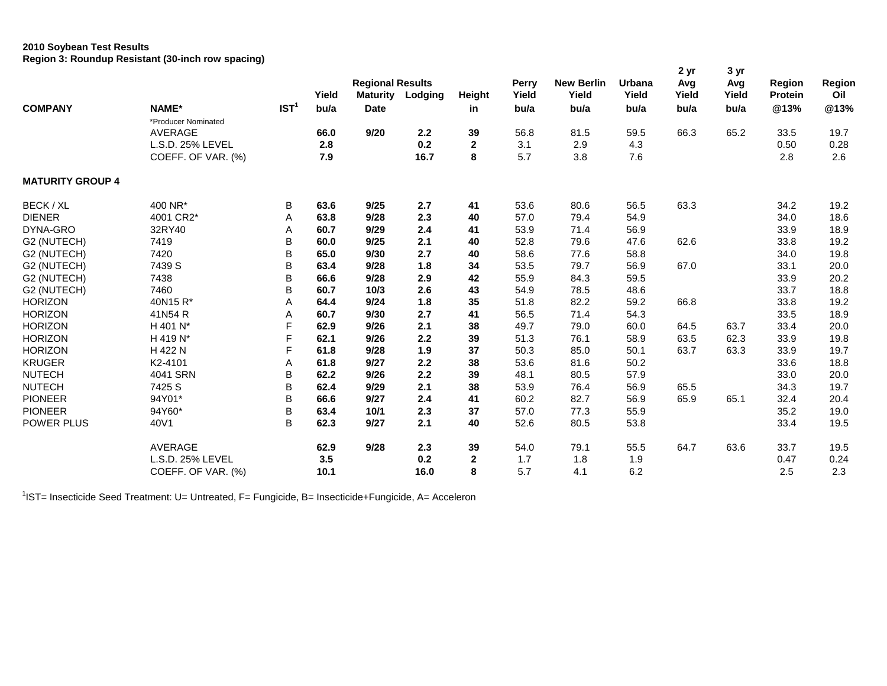**2010 Soybean Test Results**
**Region 3: Roundup Resistant (30-inch row spacing)**

| COMPANY | NAME* | IST[1] | Regional Results Yield bu/a | Maturity Date | Lodging | Height in | Perry Yield bu/a | New Berlin Yield bu/a | Urbana Yield bu/a | 2 yr Avg Yield bu/a | 3 yr Avg Yield bu/a | Region Protein @13% | Region Oil @13% |
|---|---|---|---|---|---|---|---|---|---|---|---|---|---|
| | *Producer Nominated | | | | | | | | | | | | |
| | AVERAGE | | **66.0** | **9/20** | **2.2** | **39** | 56.8 | 81.5 | 59.5 | 66.3 | 65.2 | 33.5 | 19.7 |
| | L.S.D. 25% LEVEL | | **2.8** | | **0.2** | **2** | 3.1 | 2.9 | 4.3 | | | 0.50 | 0.28 |
| | COEFF. OF VAR. (%) | | **7.9** | | **16.7** | **8** | 5.7 | 3.8 | 7.6 | | | 2.8 | 2.6 |
| **MATURITY GROUP 4** | | | | | | | | | | | | | |
| BECK / XL | 400 NR* | B | **63.6** | **9/25** | **2.7** | **41** | 53.6 | 80.6 | 56.5 | 63.3 | | 34.2 | 19.2 |
| DIENER | 4001 CR2* | A | **63.8** | **9/28** | **2.3** | **40** | 57.0 | 79.4 | 54.9 | | | 34.0 | 18.6 |
| DYNA-GRO | 32RY40 | A | **60.7** | **9/29** | **2.4** | **41** | 53.9 | 71.4 | 56.9 | | | 33.9 | 18.9 |
| G2 (NUTECH) | 7419 | B | **60.0** | **9/25** | **2.1** | **40** | 52.8 | 79.6 | 47.6 | 62.6 | | 33.8 | 19.2 |
| G2 (NUTECH) | 7420 | B | **65.0** | **9/30** | **2.7** | **40** | 58.6 | 77.6 | 58.8 | | | 34.0 | 19.8 |
| G2 (NUTECH) | 7439 S | B | **63.4** | **9/28** | **1.8** | **34** | 53.5 | 79.7 | 56.9 | 67.0 | | 33.1 | 20.0 |
| G2 (NUTECH) | 7438 | B | **66.6** | **9/28** | **2.9** | **42** | 55.9 | 84.3 | 59.5 | | | 33.9 | 20.2 |
| G2 (NUTECH) | 7460 | B | **60.7** | **10/3** | **2.6** | **43** | 54.9 | 78.5 | 48.6 | | | 33.7 | 18.8 |
| HORIZON | 40N15 R* | A | **64.4** | **9/24** | **1.8** | **35** | 51.8 | 82.2 | 59.2 | 66.8 | | 33.8 | 19.2 |
| HORIZON | 41N54 R | A | **60.7** | **9/30** | **2.7** | **41** | 56.5 | 71.4 | 54.3 | | | 33.5 | 18.9 |
| HORIZON | H 401 N* | F | **62.9** | **9/26** | **2.1** | **38** | 49.7 | 79.0 | 60.0 | 64.5 | 63.7 | 33.4 | 20.0 |
| HORIZON | H 419 N* | F | **62.1** | **9/26** | **2.2** | **39** | 51.3 | 76.1 | 58.9 | 63.5 | 62.3 | 33.9 | 19.8 |
| HORIZON | H 422 N | F | **61.8** | **9/28** | **1.9** | **37** | 50.3 | 85.0 | 50.1 | 63.7 | 63.3 | 33.9 | 19.7 |
| KRUGER | K2-4101 | A | **61.8** | **9/27** | **2.2** | **38** | 53.6 | 81.6 | 50.2 | | | 33.6 | 18.8 |
| NUTECH | 4041 SRN | B | **62.2** | **9/26** | **2.2** | **39** | 48.1 | 80.5 | 57.9 | | | 33.0 | 20.0 |
| NUTECH | 7425 S | B | **62.4** | **9/29** | **2.1** | **38** | 53.9 | 76.4 | 56.9 | 65.5 | | 34.3 | 19.7 |
| PIONEER | 94Y01* | B | **66.6** | **9/27** | **2.4** | **41** | 60.2 | 82.7 | 56.9 | 65.9 | 65.1 | 32.4 | 20.4 |
| PIONEER | 94Y60* | B | **63.4** | **10/1** | **2.3** | **37** | 57.0 | 77.3 | 55.9 | | | 35.2 | 19.0 |
| POWER PLUS | 40V1 | B | **62.3** | **9/27** | **2.1** | **40** | 52.6 | 80.5 | 53.8 | | | 33.4 | 19.5 |
| | AVERAGE | | **62.9** | **9/28** | **2.3** | **39** | 54.0 | 79.1 | 55.5 | 64.7 | 63.6 | 33.7 | 19.5 |
| | L.S.D. 25% LEVEL | | **3.5** | | **0.2** | **2** | 1.7 | 1.8 | 1.9 | | | 0.47 | 0.24 |
| | COEFF. OF VAR. (%) | | **10.1** | | **16.0** | **8** | 5.7 | 4.1 | 6.2 | | | 2.5 | 2.3 |

[1]IST= Insecticide Seed Treatment: U= Untreated, F= Fungicide, B= Insecticide+Fungicide, A= Acceleron